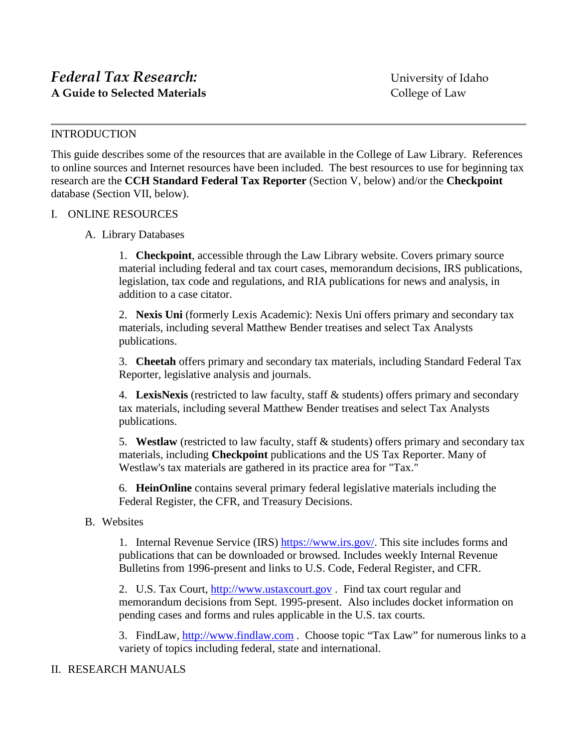# *Federal Tax Research:*
**A Guide to Selected Materials**

University of Idaho
College of Law

---

## INTRODUCTION

This guide describes some of the resources that are available in the College of Law Library. References to online sources and Internet resources have been included. The best resources to use for beginning tax research are the **CCH Standard Federal Tax Reporter** (Section V, below) and/or the **Checkpoint** database (Section VII, below).

## I. ONLINE RESOURCES

### A. Library Databases

1. **Checkpoint**, accessible through the Law Library website. Covers primary source material including federal and tax court cases, memorandum decisions, IRS publications, legislation, tax code and regulations, and RIA publications for news and analysis, in addition to a case citator.

2. **Nexis Uni** (formerly Lexis Academic): Nexis Uni offers primary and secondary tax materials, including several Matthew Bender treatises and select Tax Analysts publications.

3. **Cheetah** offers primary and secondary tax materials, including Standard Federal Tax Reporter, legislative analysis and journals.

4. **LexisNexis** (restricted to law faculty, staff & students) offers primary and secondary tax materials, including several Matthew Bender treatises and select Tax Analysts publications.

5. **Westlaw** (restricted to law faculty, staff & students) offers primary and secondary tax materials, including **Checkpoint** publications and the US Tax Reporter. Many of Westlaw's tax materials are gathered in its practice area for "Tax."

6. **HeinOnline** contains several primary federal legislative materials including the Federal Register, the CFR, and Treasury Decisions.

### B. Websites

1. Internal Revenue Service (IRS) [https://www.irs.gov/](https://www.irs.gov/). This site includes forms and publications that can be downloaded or browsed. Includes weekly Internal Revenue Bulletins from 1996-present and links to U.S. Code, Federal Register, and CFR.

2. U.S. Tax Court, [http://www.ustaxcourt.gov](http://www.ustaxcourt.gov) . Find tax court regular and memorandum decisions from Sept. 1995-present. Also includes docket information on pending cases and forms and rules applicable in the U.S. tax courts.

3. FindLaw, [http://www.findlaw.com](http://www.findlaw.com) . Choose topic "Tax Law" for numerous links to a variety of topics including federal, state and international.

## II. RESEARCH MANUALS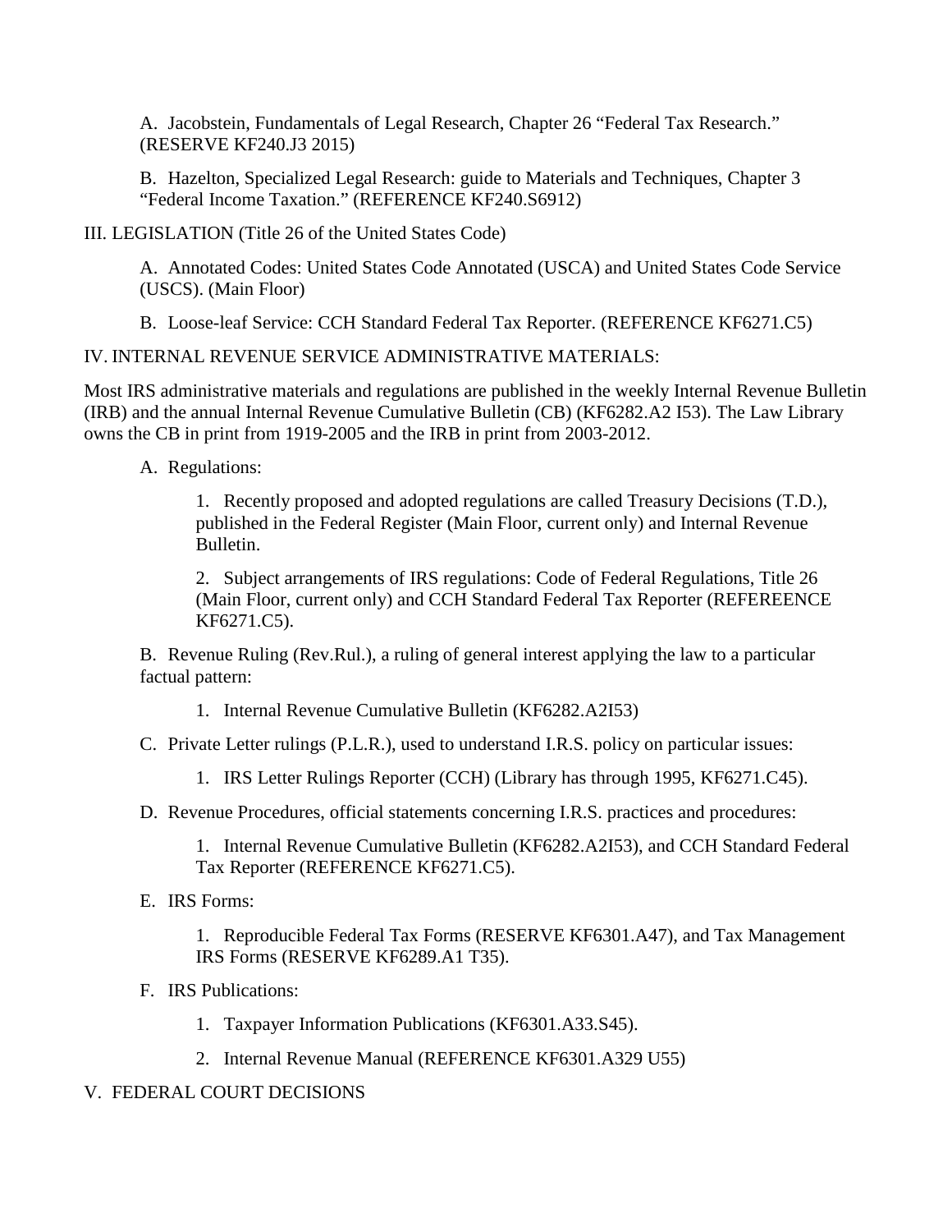A. Jacobstein, Fundamentals of Legal Research, Chapter 26 “Federal Tax Research.” (RESERVE KF240.J3 2015)

B. Hazelton, Specialized Legal Research: guide to Materials and Techniques, Chapter 3 “Federal Income Taxation.” (REFERENCE KF240.S6912)

## III. LEGISLATION (Title 26 of the United States Code)

A. Annotated Codes: United States Code Annotated (USCA) and United States Code Service (USCS). (Main Floor)

B. Loose-leaf Service: CCH Standard Federal Tax Reporter. (REFERENCE KF6271.C5)

## IV. INTERNAL REVENUE SERVICE ADMINISTRATIVE MATERIALS:

Most IRS administrative materials and regulations are published in the weekly Internal Revenue Bulletin (IRB) and the annual Internal Revenue Cumulative Bulletin (CB) (KF6282.A2 I53). The Law Library owns the CB in print from 1919-2005 and the IRB in print from 2003-2012.

A. Regulations:

1. Recently proposed and adopted regulations are called Treasury Decisions (T.D.), published in the Federal Register (Main Floor, current only) and Internal Revenue Bulletin.

2. Subject arrangements of IRS regulations: Code of Federal Regulations, Title 26 (Main Floor, current only) and CCH Standard Federal Tax Reporter (REFEREENCE KF6271.C5).

B. Revenue Ruling (Rev.Rul.), a ruling of general interest applying the law to a particular factual pattern:

1. Internal Revenue Cumulative Bulletin (KF6282.A2I53)

C. Private Letter rulings (P.L.R.), used to understand I.R.S. policy on particular issues:

1. IRS Letter Rulings Reporter (CCH) (Library has through 1995, KF6271.C45).

D. Revenue Procedures, official statements concerning I.R.S. practices and procedures:

1. Internal Revenue Cumulative Bulletin (KF6282.A2I53), and CCH Standard Federal Tax Reporter (REFERENCE KF6271.C5).

E. IRS Forms:

1. Reproducible Federal Tax Forms (RESERVE KF6301.A47), and Tax Management IRS Forms (RESERVE KF6289.A1 T35).

F. IRS Publications:

1. Taxpayer Information Publications (KF6301.A33.S45).

2. Internal Revenue Manual (REFERENCE KF6301.A329 U55)

## V. FEDERAL COURT DECISIONS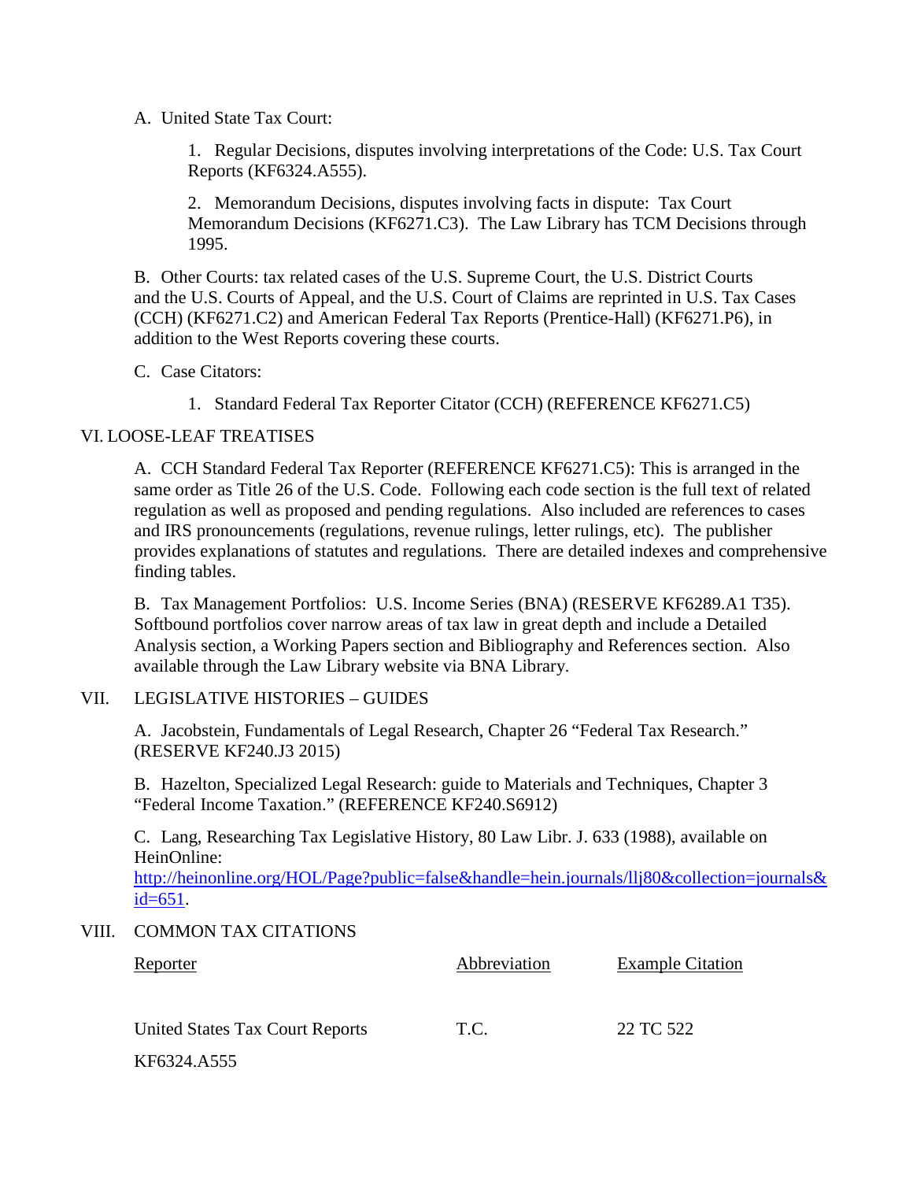A. United State Tax Court:

1. Regular Decisions, disputes involving interpretations of the Code: U.S. Tax Court Reports (KF6324.A555).

2. Memorandum Decisions, disputes involving facts in dispute: Tax Court Memorandum Decisions (KF6271.C3). The Law Library has TCM Decisions through 1995.

B. Other Courts: tax related cases of the U.S. Supreme Court, the U.S. District Courts and the U.S. Courts of Appeal, and the U.S. Court of Claims are reprinted in U.S. Tax Cases (CCH) (KF6271.C2) and American Federal Tax Reports (Prentice-Hall) (KF6271.P6), in addition to the West Reports covering these courts.

C. Case Citators:

1. Standard Federal Tax Reporter Citator (CCH) (REFERENCE KF6271.C5)

## VI. LOOSE-LEAF TREATISES

A. CCH Standard Federal Tax Reporter (REFERENCE KF6271.C5): This is arranged in the same order as Title 26 of the U.S. Code. Following each code section is the full text of related regulation as well as proposed and pending regulations. Also included are references to cases and IRS pronouncements (regulations, revenue rulings, letter rulings, etc). The publisher provides explanations of statutes and regulations. There are detailed indexes and comprehensive finding tables.

B. Tax Management Portfolios: U.S. Income Series (BNA) (RESERVE KF6289.A1 T35). Softbound portfolios cover narrow areas of tax law in great depth and include a Detailed Analysis section, a Working Papers section and Bibliography and References section. Also available through the Law Library website via BNA Library.

## VII. LEGISLATIVE HISTORIES – GUIDES

A. Jacobstein, Fundamentals of Legal Research, Chapter 26 "Federal Tax Research." (RESERVE KF240.J3 2015)

B. Hazelton, Specialized Legal Research: guide to Materials and Techniques, Chapter 3 "Federal Income Taxation." (REFERENCE KF240.S6912)

C. Lang, Researching Tax Legislative History, 80 Law Libr. J. 633 (1988), available on HeinOnline: [http://heinonline.org/HOL/Page?public=false&handle=hein.journals/llj80&collection=journals&id=651](http://heinonline.org/HOL/Page?public=false&handle=hein.journals/llj80&collection=journals&id=651).

## VIII. COMMON TAX CITATIONS

| Reporter | Abbreviation | Example Citation |
|---|---|---|
| United States Tax Court Reports<br>KF6324.A555 | T.C. | 22 TC 522 |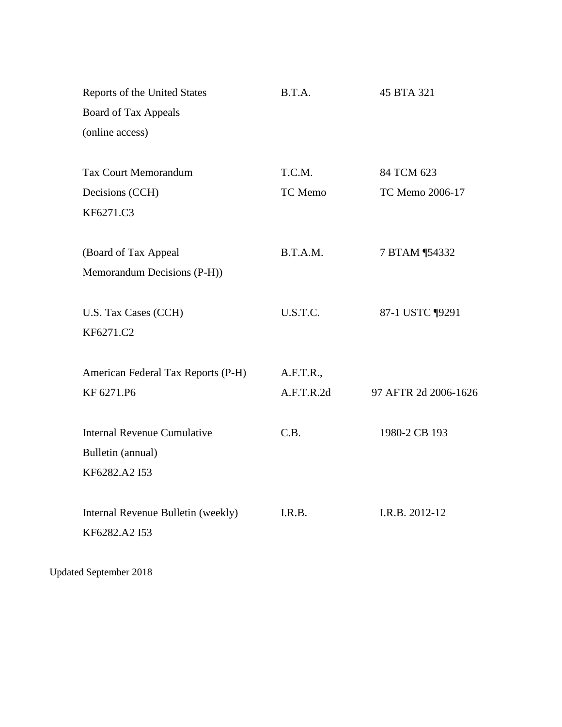| | | |
|---|---|---|
| Reports of the United States Board of Tax Appeals (online access) | B.T.A. | 45 BTA 321 |
| Tax Court Memorandum Decisions (CCH) KF6271.C3 | T.C.M. TC Memo | 84 TCM 623 TC Memo 2006-17 |
| (Board of Tax Appeal Memorandum Decisions (P-H)) | B.T.A.M. | 7 BTAM ¶54332 |
| U.S. Tax Cases (CCH) KF6271.C2 | U.S.T.C. | 87-1 USTC ¶9291 |
| American Federal Tax Reports (P-H) KF 6271.P6 | A.F.T.R., A.F.T.R.2d | 97 AFTR 2d 2006-1626 |
| Internal Revenue Cumulative Bulletin (annual) KF6282.A2 I53 | C.B. | 1980-2 CB 193 |
| Internal Revenue Bulletin (weekly) KF6282.A2 I53 | I.R.B. | I.R.B. 2012-12 |

Updated September 2018